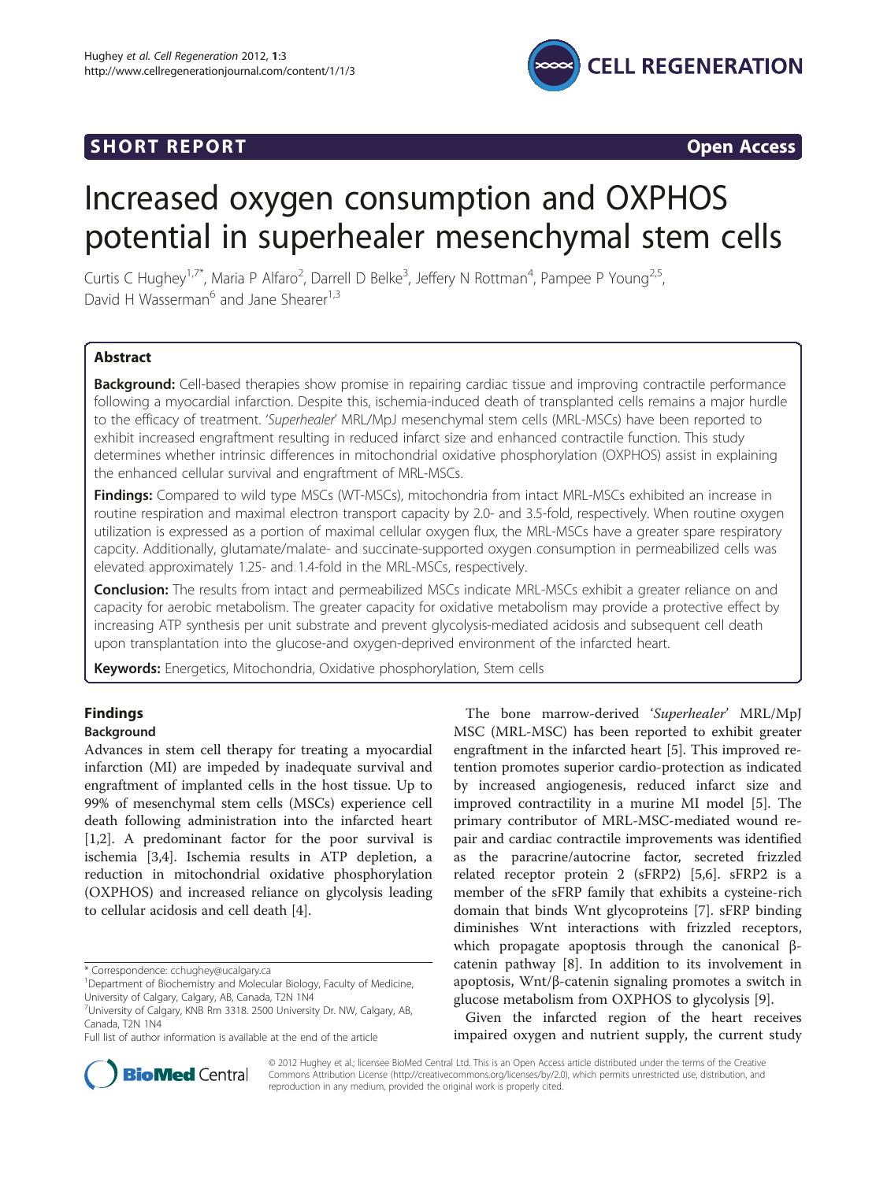SHORT REPORT Open Access

# Increased oxygen consumption and OXPHOS potential in superhealer mesenchymal stem cells

Curtis C Hughey[1,7*], Maria P Alfaro[2], Darrell D Belke[3], Jeffery N Rottman[4], Pampee P Young[2,5], David H Wasserman[6] and Jane Shearer[1,3]

## Abstract

**Background:** Cell-based therapies show promise in repairing cardiac tissue and improving contractile performance following a myocardial infarction. Despite this, ischemia-induced death of transplanted cells remains a major hurdle to the efficacy of treatment. '*Superhealer*' MRL/MpJ mesenchymal stem cells (MRL-MSCs) have been reported to exhibit increased engraftment resulting in reduced infarct size and enhanced contractile function. This study determines whether intrinsic differences in mitochondrial oxidative phosphorylation (OXPHOS) assist in explaining the enhanced cellular survival and engraftment of MRL-MSCs.

**Findings:** Compared to wild type MSCs (WT-MSCs), mitochondria from intact MRL-MSCs exhibited an increase in routine respiration and maximal electron transport capacity by 2.0- and 3.5-fold, respectively. When routine oxygen utilization is expressed as a portion of maximal cellular oxygen flux, the MRL-MSCs have a greater spare respiratory capcity. Additionally, glutamate/malate- and succinate-supported oxygen consumption in permeabilized cells was elevated approximately 1.25- and 1.4-fold in the MRL-MSCs, respectively.

**Conclusion:** The results from intact and permeabilized MSCs indicate MRL-MSCs exhibit a greater reliance on and capacity for aerobic metabolism. The greater capacity for oxidative metabolism may provide a protective effect by increasing ATP synthesis per unit substrate and prevent glycolysis-mediated acidosis and subsequent cell death upon transplantation into the glucose-and oxygen-deprived environment of the infarcted heart.

**Keywords:** Energetics, Mitochondria, Oxidative phosphorylation, Stem cells

## Findings

### Background

Advances in stem cell therapy for treating a myocardial infarction (MI) are impeded by inadequate survival and engraftment of implanted cells in the host tissue. Up to 99% of mesenchymal stem cells (MSCs) experience cell death following administration into the infarcted heart [1,2]. A predominant factor for the poor survival is ischemia [3,4]. Ischemia results in ATP depletion, a reduction in mitochondrial oxidative phosphorylation (OXPHOS) and increased reliance on glycolysis leading to cellular acidosis and cell death [4].

The bone marrow-derived '*Superhealer*' MRL/MpJ MSC (MRL-MSC) has been reported to exhibit greater engraftment in the infarcted heart [5]. This improved retention promotes superior cardio-protection as indicated by increased angiogenesis, reduced infarct size and improved contractility in a murine MI model [5]. The primary contributor of MRL-MSC-mediated wound repair and cardiac contractile improvements was identified as the paracrine/autocrine factor, secreted frizzled related receptor protein 2 (sFRP2) [5,6]. sFRP2 is a member of the sFRP family that exhibits a cysteine-rich domain that binds Wnt glycoproteins [7]. sFRP binding diminishes Wnt interactions with frizzled receptors, which propagate apoptosis through the canonical β-catenin pathway [8]. In addition to its involvement in apoptosis, Wnt/β-catenin signaling promotes a switch in glucose metabolism from OXPHOS to glycolysis [9].

Given the infarcted region of the heart receives impaired oxygen and nutrient supply, the current study

\* Correspondence: cchughey@ucalgary.ca
[1]Department of Biochemistry and Molecular Biology, Faculty of Medicine, University of Calgary, Calgary, AB, Canada, T2N 1N4
[7]University of Calgary, KNB Rm 3318. 2500 University Dr. NW, Calgary, AB, Canada, T2N 1N4
Full list of author information is available at the end of the article

© 2012 Hughey et al.; licensee BioMed Central Ltd. This is an Open Access article distributed under the terms of the Creative Commons Attribution License (http://creativecommons.org/licenses/by/2.0), which permits unrestricted use, distribution, and reproduction in any medium, provided the original work is properly cited.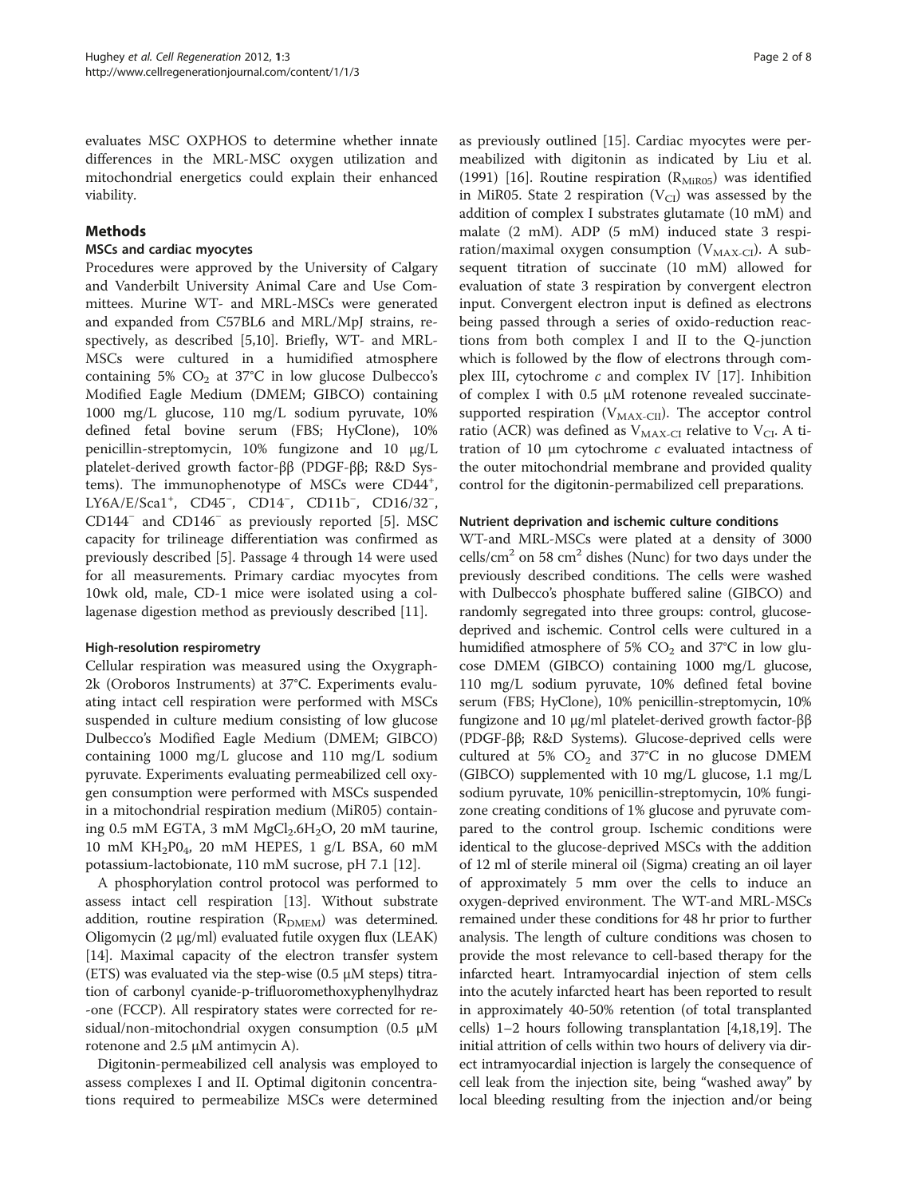evaluates MSC OXPHOS to determine whether innate differences in the MRL-MSC oxygen utilization and mitochondrial energetics could explain their enhanced viability.

## Methods

### MSCs and cardiac myocytes

Procedures were approved by the University of Calgary and Vanderbilt University Animal Care and Use Committees. Murine WT- and MRL-MSCs were generated and expanded from C57BL6 and MRL/MpJ strains, respectively, as described [5,10]. Briefly, WT- and MRL-MSCs were cultured in a humidified atmosphere containing 5% $CO_2$ at 37°C in low glucose Dulbecco's Modified Eagle Medium (DMEM; GIBCO) containing 1000 mg/L glucose, 110 mg/L sodium pyruvate, 10% defined fetal bovine serum (FBS; HyClone), 10% penicillin-streptomycin, 10% fungizone and 10 μg/L platelet-derived growth factor-ββ (PDGF-ββ; R&D Systems). The immunophenotype of MSCs were CD44$^+$, LY6A/E/Sca1$^+$, CD45$^-$, CD14$^-$, CD11b$^-$, CD16/32$^-$, CD144$^-$ and CD146$^-$ as previously reported [5]. MSC capacity for trilineage differentiation was confirmed as previously described [5]. Passage 4 through 14 were used for all measurements. Primary cardiac myocytes from 10wk old, male, CD-1 mice were isolated using a collagenase digestion method as previously described [11].

### High-resolution respirometry

Cellular respiration was measured using the Oxygraph-2k (Oroboros Instruments) at 37°C. Experiments evaluating intact cell respiration were performed with MSCs suspended in culture medium consisting of low glucose Dulbecco's Modified Eagle Medium (DMEM; GIBCO) containing 1000 mg/L glucose and 110 mg/L sodium pyruvate. Experiments evaluating permeabilized cell oxygen consumption were performed with MSCs suspended in a mitochondrial respiration medium (MiR05) containing 0.5 mM EGTA, 3 mM $MgCl_2.6H_2O$, 20 mM taurine, 10 mM $KH_2PO_4$, 20 mM HEPES, 1 g/L BSA, 60 mM potassium-lactobionate, 110 mM sucrose, pH 7.1 [12].

A phosphorylation control protocol was performed to assess intact cell respiration [13]. Without substrate addition, routine respiration ($R_{DMEM}$) was determined. Oligomycin (2 μg/ml) evaluated futile oxygen flux (LEAK) [14]. Maximal capacity of the electron transfer system (ETS) was evaluated via the step-wise (0.5 μM steps) titration of carbonyl cyanide-p-trifluoromethoxyphenylhydrazone (FCCP). All respiratory states were corrected for residual/non-mitochondrial oxygen consumption (0.5 μM rotenone and 2.5 μM antimycin A).

Digitonin-permeabilized cell analysis was employed to assess complexes I and II. Optimal digitonin concentrations required to permeabilize MSCs were determined as previously outlined [15]. Cardiac myocytes were permeabilized with digitonin as indicated by Liu et al. (1991) [16]. Routine respiration ($R_{MiR05}$) was identified in MiR05. State 2 respiration ($V_{CI}$) was assessed by the addition of complex I substrates glutamate (10 mM) and malate (2 mM). ADP (5 mM) induced state 3 respiration/maximal oxygen consumption ($V_{MAX\text{-}CI}$). A subsequent titration of succinate (10 mM) allowed for evaluation of state 3 respiration by convergent electron input. Convergent electron input is defined as electrons being passed through a series of oxido-reduction reactions from both complex I and II to the Q-junction which is followed by the flow of electrons through complex III, cytochrome *c* and complex IV [17]. Inhibition of complex I with 0.5 μM rotenone revealed succinate-supported respiration ($V_{MAX\text{-}CII}$). The acceptor control ratio (ACR) was defined as $V_{MAX\text{-}CI}$ relative to $V_{CI}$. A titration of 10 μm cytochrome *c* evaluated intactness of the outer mitochondrial membrane and provided quality control for the digitonin-permeabilized cell preparations.

### Nutrient deprivation and ischemic culture conditions

WT-and MRL-MSCs were plated at a density of 3000 cells/cm$^2$ on 58 cm$^2$ dishes (Nunc) for two days under the previously described conditions. The cells were washed with Dulbecco's phosphate buffered saline (GIBCO) and randomly segregated into three groups: control, glucose-deprived and ischemic. Control cells were cultured in a humidified atmosphere of 5% $CO_2$ and 37°C in low glucose DMEM (GIBCO) containing 1000 mg/L glucose, 110 mg/L sodium pyruvate, 10% defined fetal bovine serum (FBS; HyClone), 10% penicillin-streptomycin, 10% fungizone and 10 μg/ml platelet-derived growth factor-ββ (PDGF-ββ; R&D Systems). Glucose-deprived cells were cultured at 5% $CO_2$ and 37°C in no glucose DMEM (GIBCO) supplemented with 10 mg/L glucose, 1.1 mg/L sodium pyruvate, 10% penicillin-streptomycin, 10% fungizone creating conditions of 1% glucose and pyruvate compared to the control group. Ischemic conditions were identical to the glucose-deprived MSCs with the addition of 12 ml of sterile mineral oil (Sigma) creating an oil layer of approximately 5 mm over the cells to induce an oxygen-deprived environment. The WT-and MRL-MSCs remained under these conditions for 48 hr prior to further analysis. The length of culture conditions was chosen to provide the most relevance to cell-based therapy for the infarcted heart. Intramyocardial injection of stem cells into the acutely infarcted heart has been reported to result in approximately 40-50% retention (of total transplanted cells) 1–2 hours following transplantation [4,18,19]. The initial attrition of cells within two hours of delivery via direct intramyocardial injection is largely the consequence of cell leak from the injection site, being "washed away" by local bleeding resulting from the injection and/or being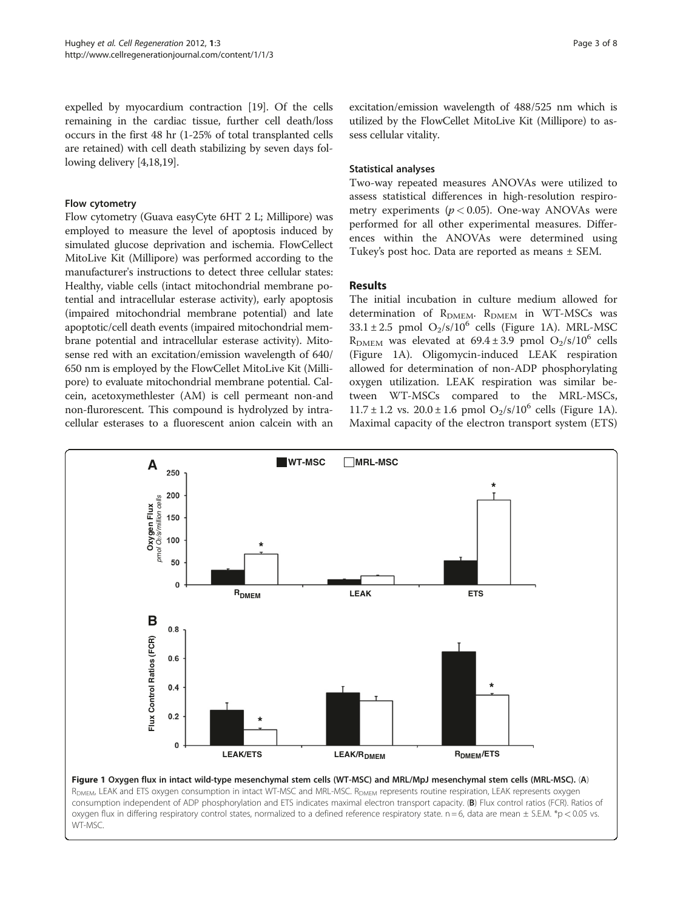expelled by myocardium contraction [19]. Of the cells remaining in the cardiac tissue, further cell death/loss occurs in the first 48 hr (1-25% of total transplanted cells are retained) with cell death stabilizing by seven days following delivery [4,18,19].

### Flow cytometry

Flow cytometry (Guava easyCyte 6HT 2 L; Millipore) was employed to measure the level of apoptosis induced by simulated glucose deprivation and ischemia. FlowCellect MitoLive Kit (Millipore) was performed according to the manufacturer's instructions to detect three cellular states: Healthy, viable cells (intact mitochondrial membrane potential and intracellular esterase activity), early apoptosis (impaired mitochondrial membrane potential) and late apoptotic/cell death events (impaired mitochondrial membrane potential and intracellular esterase activity). Mitosense red with an excitation/emission wavelength of 640/650 nm is employed by the FlowCellet MitoLive Kit (Millipore) to evaluate mitochondrial membrane potential. Calcein, acetoxymethlester (AM) is cell permeant non-and non-flurorescent. This compound is hydrolyzed by intracellular esterases to a fluorescent anion calcein with an excitation/emission wavelength of 488/525 nm which is utilized by the FlowCellet MitoLive Kit (Millipore) to assess cellular vitality.

### Statistical analyses

Two-way repeated measures ANOVAs were utilized to assess statistical differences in high-resolution respirometry experiments ($p < 0.05$). One-way ANOVAs were performed for all other experimental measures. Differences within the ANOVAs were determined using Tukey's post hoc. Data are reported as means ± SEM.

## Results

The initial incubation in culture medium allowed for determination of $R_{DMEM}$. $R_{DMEM}$ in WT-MSCs was $33.1 \pm 2.5$ pmol $O_2/s/10^6$ cells (Figure 1A). MRL-MSC $R_{DMEM}$ was elevated at $69.4 \pm 3.9$ pmol $O_2/s/10^6$ cells (Figure 1A). Oligomycin-induced LEAK respiration allowed for determination of non-ADP phosphorylating oxygen utilization. LEAK respiration was similar between WT-MSCs compared to the MRL-MSCs, $11.7 \pm 1.2$ vs. $20.0 \pm 1.6$ pmol $O_2/s/10^6$ cells (Figure 1A). Maximal capacity of the electron transport system (ETS)

**Figure 1 Oxygen flux in intact wild-type mesenchymal stem cells (WT-MSC) and MRL/MpJ mesenchymal stem cells (MRL-MSC).** (**A**) $R_{DMEM}$, LEAK and ETS oxygen consumption in intact WT-MSC and MRL-MSC. $R_{DMEM}$ represents routine respiration, LEAK represents oxygen consumption independent of ADP phosphorylation and ETS indicates maximal electron transport capacity. (**B**) Flux control ratios (FCR). Ratios of oxygen flux in differing respiratory control states, normalized to a defined reference respiratory state. n = 6, data are mean ± S.E.M. *p < 0.05 vs. WT-MSC.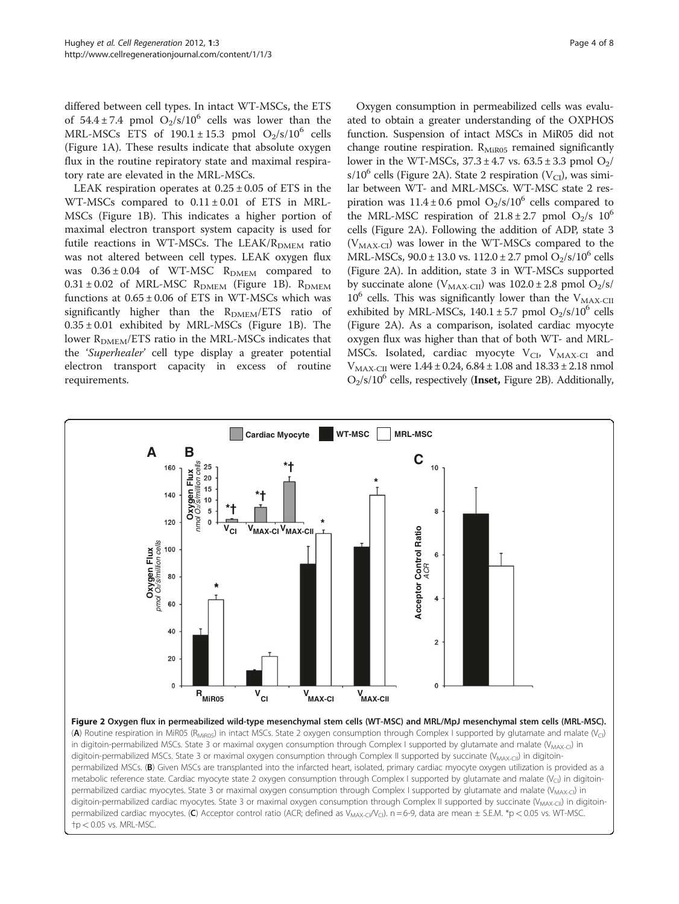differed between cell types. In intact WT-MSCs, the ETS of 54.4 ± 7.4 pmol $O_2$/s/$10^6$ cells was lower than the MRL-MSCs ETS of 190.1 ± 15.3 pmol $O_2$/s/$10^6$ cells (Figure 1A). These results indicate that absolute oxygen flux in the routine repiratory state and maximal respiratory rate are elevated in the MRL-MSCs.

LEAK respiration operates at 0.25 ± 0.05 of ETS in the WT-MSCs compared to 0.11 ± 0.01 of ETS in MRL-MSCs (Figure 1B). This indicates a higher portion of maximal electron transport system capacity is used for futile reactions in WT-MSCs. The LEAK/$R_{DMEM}$ ratio was not altered between cell types. LEAK oxygen flux was 0.36 ± 0.04 of WT-MSC $R_{DMEM}$ compared to 0.31 ± 0.02 of MRL-MSC $R_{DMEM}$ (Figure 1B). $R_{DMEM}$ functions at 0.65 ± 0.06 of ETS in WT-MSCs which was significantly higher than the $R_{DMEM}$/ETS ratio of 0.35 ± 0.01 exhibited by MRL-MSCs (Figure 1B). The lower $R_{DMEM}$/ETS ratio in the MRL-MSCs indicates that the '*Superhealer*' cell type display a greater potential electron transport capacity in excess of routine requirements.

Oxygen consumption in permeabilized cells was evaluated to obtain a greater understanding of the OXPHOS function. Suspension of intact MSCs in MiR05 did not change routine respiration. $R_{MiR05}$ remained significantly lower in the WT-MSCs, 37.3 ± 4.7 vs. 63.5 ± 3.3 pmol $O_2$/s/$10^6$ cells (Figure 2A). State 2 respiration ($V_{CI}$), was similar between WT- and MRL-MSCs. WT-MSC state 2 respiration was 11.4 ± 0.6 pmol $O_2$/s/$10^6$ cells compared to the MRL-MSC respiration of 21.8 ± 2.7 pmol $O_2$/s $10^6$ cells (Figure 2A). Following the addition of ADP, state 3 ($V_{MAX\text{-}CI}$) was lower in the WT-MSCs compared to the MRL-MSCs, 90.0 ± 13.0 vs. 112.0 ± 2.7 pmol $O_2$/s/$10^6$ cells (Figure 2A). In addition, state 3 in WT-MSCs supported by succinate alone ($V_{MAX\text{-}CII}$) was 102.0 ± 2.8 pmol $O_2$/s/$10^6$ cells. This was significantly lower than the $V_{MAX\text{-}CII}$ exhibited by MRL-MSCs, 140.1 ± 5.7 pmol $O_2$/s/$10^6$ cells (Figure 2A). As a comparison, isolated cardiac myocyte oxygen flux was higher than that of both WT- and MRL-MSCs. Isolated, cardiac myocyte $V_{CI}$, $V_{MAX\text{-}CI}$ and $V_{MAX\text{-}CII}$ were 1.44 ± 0.24, 6.84 ± 1.08 and 18.33 ± 2.18 nmol $O_2$/s/$10^6$ cells, respectively (**Inset,** Figure 2B). Additionally,

**Figure 2 Oxygen flux in permeabilized wild-type mesenchymal stem cells (WT-MSC) and MRL/MpJ mesenchymal stem cells (MRL-MSC).** (**A**) Routine respiration in MiR05 ($R_{MiR05}$) in intact MSCs. State 2 oxygen consumption through Complex I supported by glutamate and malate ($V_{CI}$) in digitoin-permeabilized MSCs. State 3 or maximal oxygen consumption through Complex I supported by glutamate and malate ($V_{MAX\text{-}CI}$) in digitoin-permeabilized MSCs. State 3 or maximal oxygen consumption through Complex II supported by succinate ($V_{MAX\text{-}CII}$) in digitoin-permeabilized MSCs. (**B**) Given MSCs are transplanted into the infarcted heart, isolated, primary cardiac myocyte oxygen utilization is provided as a metabolic reference state. Cardiac myocyte state 2 oxygen consumption through Complex I supported by glutamate and malate ($V_{CI}$) in digitoin-permeabilized cardiac myocytes. State 3 or maximal oxygen consumption through Complex I supported by glutamate and malate ($V_{MAX\text{-}CI}$) in digitoin-permeabilized cardiac myocytes. State 3 or maximal oxygen consumption through Complex II supported by succinate ($V_{MAX\text{-}CII}$) in digitoin-permeabilized cardiac myocytes. (**C**) Acceptor control ratio (ACR; defined as $V_{MAX\text{-}CI}/V_{CI}$). n = 6-9, data are mean ± S.E.M. *$p < 0.05$ vs. WT-MSC. †$p < 0.05$ vs. MRL-MSC.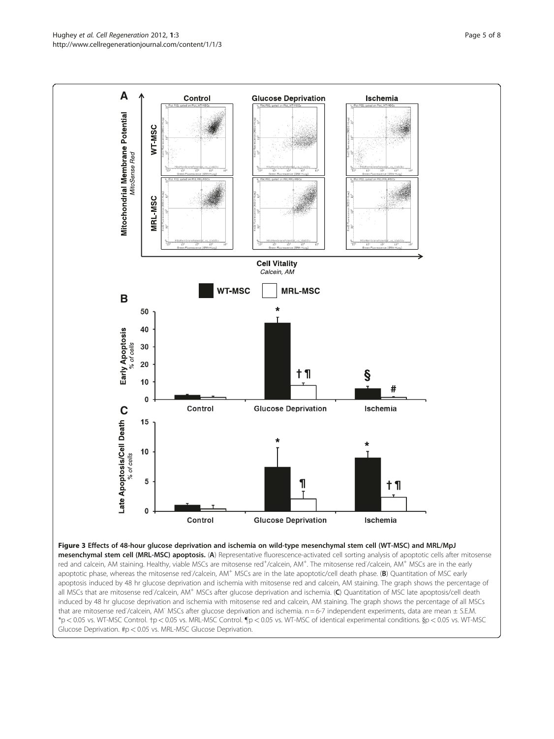**Figure 3 Effects of 48-hour glucose deprivation and ischemia on wild-type mesenchymal stem cell (WT-MSC) and MRL/MpJ mesenchymal stem cell (MRL-MSC) apoptosis.** (**A**) Representative fluorescence-activated cell sorting analysis of apoptotic cells after mitosense red and calcein, AM staining. Healthy, viable MSCs are mitosense red$^{+}$/calcein, AM$^{+}$. The mitosense red$^{-}$/calcein, AM$^{+}$ MSCs are in the early apoptotic phase, whereas the mitosense red$^{-}$/calcein, AM$^{+}$ MSCs are in the late apoptotic/cell death phase. (**B**) Quantitation of MSC early apoptosis induced by 48 hr glucose deprivation and ischemia with mitosense red and calcein, AM staining. The graph shows the percentage of all MSCs that are mitosense red$^{-}$/calcein, AM$^{+}$ MSCs after glucose deprivation and ischemia. (**C**) Quantitation of MSC late apoptosis/cell death induced by 48 hr glucose deprivation and ischemia with mitosense red and calcein, AM staining. The graph shows the percentage of all MSCs that are mitosense red$^{-}$/calcein, AM$^{-}$ MSCs after glucose deprivation and ischemia. n = 6-7 independent experiments, data are mean ± S.E.M. *$p < 0.05$ vs. WT-MSC Control. †$p < 0.05$ vs. MRL-MSC Control. ¶$p < 0.05$ vs. WT-MSC of identical experimental conditions. §$p < 0.05$ vs. WT-MSC Glucose Deprivation. #$p < 0.05$ vs. MRL-MSC Glucose Deprivation.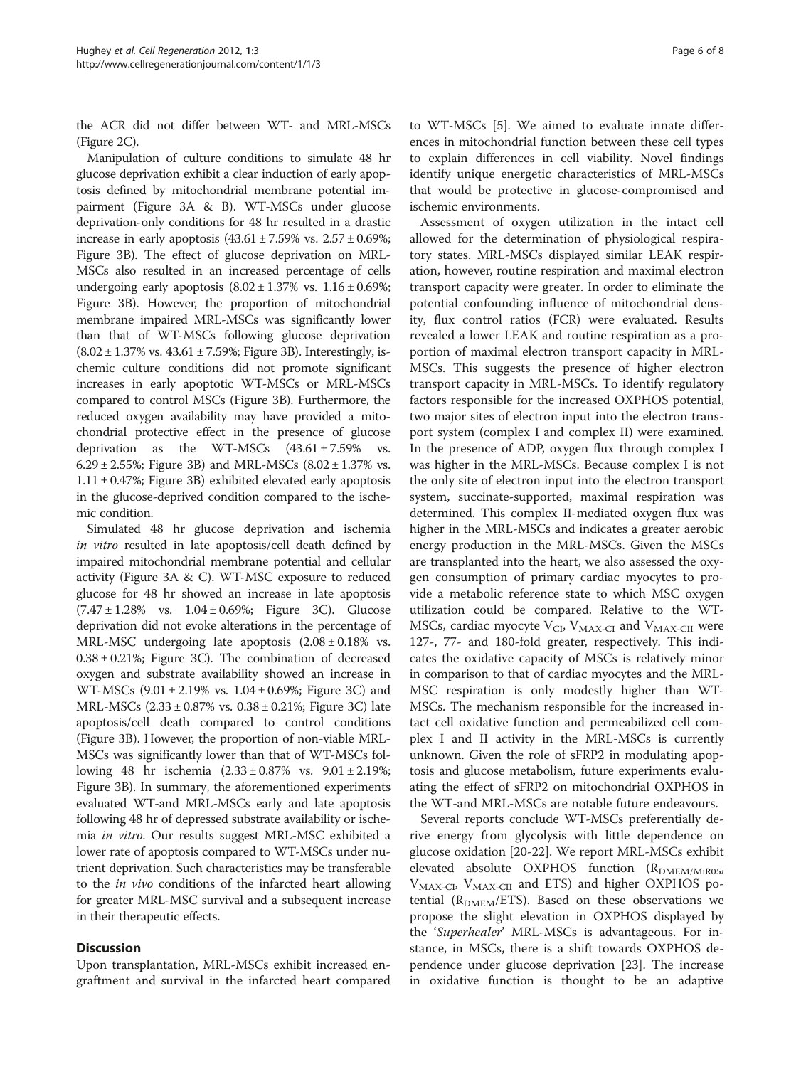the ACR did not differ between WT- and MRL-MSCs (Figure 2C).

Manipulation of culture conditions to simulate 48 hr glucose deprivation exhibit a clear induction of early apoptosis defined by mitochondrial membrane potential impairment (Figure 3A & B). WT-MSCs under glucose deprivation-only conditions for 48 hr resulted in a drastic increase in early apoptosis (43.61 ± 7.59% vs. 2.57 ± 0.69%; Figure 3B). The effect of glucose deprivation on MRL-MSCs also resulted in an increased percentage of cells undergoing early apoptosis (8.02 ± 1.37% vs. 1.16 ± 0.69%; Figure 3B). However, the proportion of mitochondrial membrane impaired MRL-MSCs was significantly lower than that of WT-MSCs following glucose deprivation (8.02 ± 1.37% vs. 43.61 ± 7.59%; Figure 3B). Interestingly, ischemic culture conditions did not promote significant increases in early apoptotic WT-MSCs or MRL-MSCs compared to control MSCs (Figure 3B). Furthermore, the reduced oxygen availability may have provided a mitochondrial protective effect in the presence of glucose deprivation as the WT-MSCs (43.61 ± 7.59% vs. 6.29 ± 2.55%; Figure 3B) and MRL-MSCs (8.02 ± 1.37% vs. 1.11 ± 0.47%; Figure 3B) exhibited elevated early apoptosis in the glucose-deprived condition compared to the ischemic condition.

Simulated 48 hr glucose deprivation and ischemia *in vitro* resulted in late apoptosis/cell death defined by impaired mitochondrial membrane potential and cellular activity (Figure 3A & C). WT-MSC exposure to reduced glucose for 48 hr showed an increase in late apoptosis (7.47 ± 1.28% vs. 1.04 ± 0.69%; Figure 3C). Glucose deprivation did not evoke alterations in the percentage of MRL-MSC undergoing late apoptosis (2.08 ± 0.18% vs. 0.38 ± 0.21%; Figure 3C). The combination of decreased oxygen and substrate availability showed an increase in WT-MSCs (9.01 ± 2.19% vs. 1.04 ± 0.69%; Figure 3C) and MRL-MSCs (2.33 ± 0.87% vs. 0.38 ± 0.21%; Figure 3C) late apoptosis/cell death compared to control conditions (Figure 3B). However, the proportion of non-viable MRL-MSCs was significantly lower than that of WT-MSCs following 48 hr ischemia (2.33 ± 0.87% vs. 9.01 ± 2.19%; Figure 3B). In summary, the aforementioned experiments evaluated WT-and MRL-MSCs early and late apoptosis following 48 hr of depressed substrate availability or ischemia *in vitro*. Our results suggest MRL-MSC exhibited a lower rate of apoptosis compared to WT-MSCs under nutrient deprivation. Such characteristics may be transferable to the *in vivo* conditions of the infarcted heart allowing for greater MRL-MSC survival and a subsequent increase in their therapeutic effects.

## Discussion

Upon transplantation, MRL-MSCs exhibit increased engraftment and survival in the infarcted heart compared to WT-MSCs [5]. We aimed to evaluate innate differences in mitochondrial function between these cell types to explain differences in cell viability. Novel findings identify unique energetic characteristics of MRL-MSCs that would be protective in glucose-compromised and ischemic environments.

Assessment of oxygen utilization in the intact cell allowed for the determination of physiological respiratory states. MRL-MSCs displayed similar LEAK respiration, however, routine respiration and maximal electron transport capacity were greater. In order to eliminate the potential confounding influence of mitochondrial density, flux control ratios (FCR) were evaluated. Results revealed a lower LEAK and routine respiration as a proportion of maximal electron transport capacity in MRL-MSCs. This suggests the presence of higher electron transport capacity in MRL-MSCs. To identify regulatory factors responsible for the increased OXPHOS potential, two major sites of electron input into the electron transport system (complex I and complex II) were examined. In the presence of ADP, oxygen flux through complex I was higher in the MRL-MSCs. Because complex I is not the only site of electron input into the electron transport system, succinate-supported, maximal respiration was determined. This complex II-mediated oxygen flux was higher in the MRL-MSCs and indicates a greater aerobic energy production in the MRL-MSCs. Given the MSCs are transplanted into the heart, we also assessed the oxygen consumption of primary cardiac myocytes to provide a metabolic reference state to which MSC oxygen utilization could be compared. Relative to the WT-MSCs, cardiac myocyte $V_{CI}$, $V_{MAX\text{-}CI}$ and $V_{MAX\text{-}CII}$ were 127-, 77- and 180-fold greater, respectively. This indicates the oxidative capacity of MSCs is relatively minor in comparison to that of cardiac myocytes and the MRL-MSC respiration is only modestly higher than WT-MSCs. The mechanism responsible for the increased intact cell oxidative function and permeabilized cell complex I and II activity in the MRL-MSCs is currently unknown. Given the role of sFRP2 in modulating apoptosis and glucose metabolism, future experiments evaluating the effect of sFRP2 on mitochondrial OXPHOS in the WT-and MRL-MSCs are notable future endeavours.

Several reports conclude WT-MSCs preferentially derive energy from glycolysis with little dependence on glucose oxidation [20-22]. We report MRL-MSCs exhibit elevated absolute OXPHOS function ($R_{DMEM/MiR05}$, $V_{MAX\text{-}CI}$, $V_{MAX\text{-}CII}$ and ETS) and higher OXPHOS potential ($R_{DMEM}$/ETS). Based on these observations we propose the slight elevation in OXPHOS displayed by the '*Superhealer*' MRL-MSCs is advantageous. For instance, in MSCs, there is a shift towards OXPHOS dependence under glucose deprivation [23]. The increase in oxidative function is thought to be an adaptive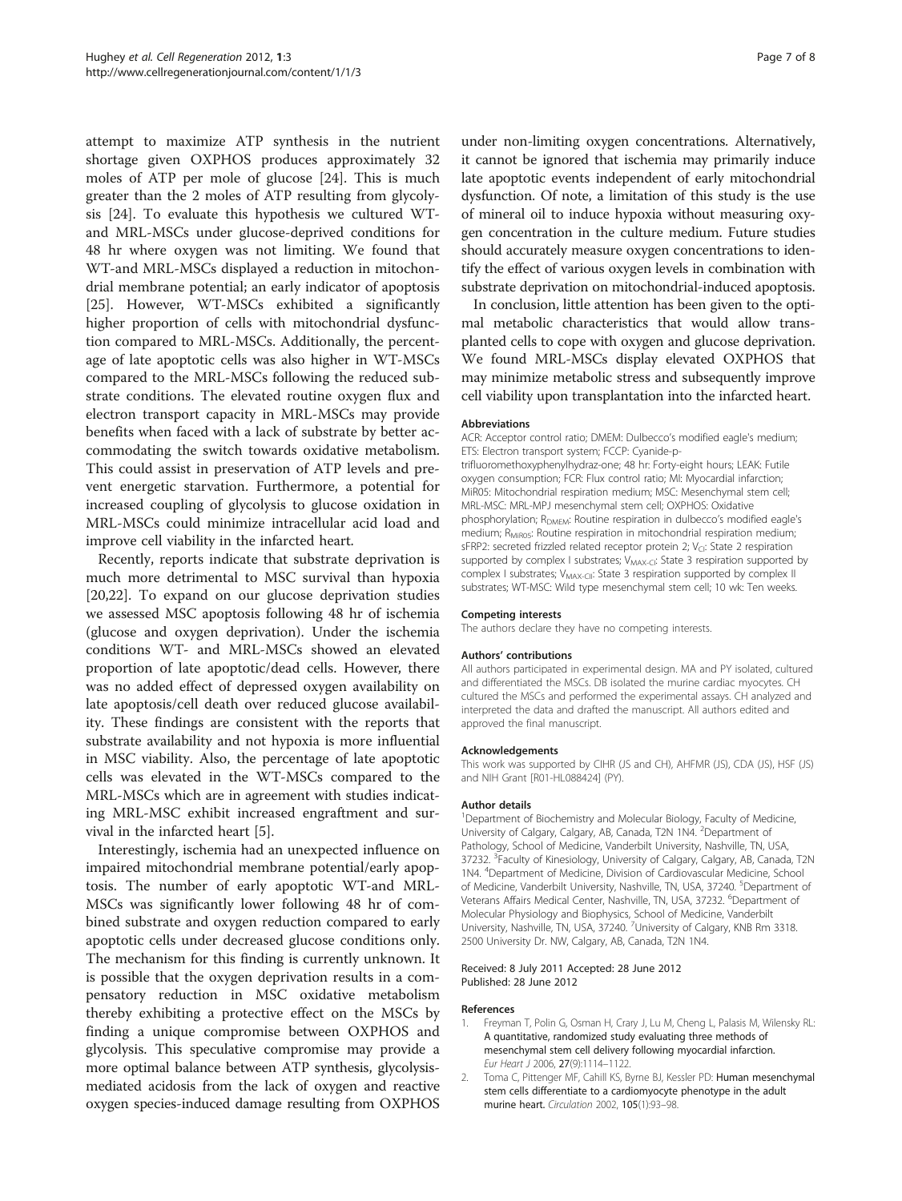attempt to maximize ATP synthesis in the nutrient shortage given OXPHOS produces approximately 32 moles of ATP per mole of glucose [24]. This is much greater than the 2 moles of ATP resulting from glycolysis [24]. To evaluate this hypothesis we cultured WT- and MRL-MSCs under glucose-deprived conditions for 48 hr where oxygen was not limiting. We found that WT-and MRL-MSCs displayed a reduction in mitochondrial membrane potential; an early indicator of apoptosis [25]. However, WT-MSCs exhibited a significantly higher proportion of cells with mitochondrial dysfunction compared to MRL-MSCs. Additionally, the percentage of late apoptotic cells was also higher in WT-MSCs compared to the MRL-MSCs following the reduced substrate conditions. The elevated routine oxygen flux and electron transport capacity in MRL-MSCs may provide benefits when faced with a lack of substrate by better accommodating the switch towards oxidative metabolism. This could assist in preservation of ATP levels and prevent energetic starvation. Furthermore, a potential for increased coupling of glycolysis to glucose oxidation in MRL-MSCs could minimize intracellular acid load and improve cell viability in the infarcted heart.

Recently, reports indicate that substrate deprivation is much more detrimental to MSC survival than hypoxia [20,22]. To expand on our glucose deprivation studies we assessed MSC apoptosis following 48 hr of ischemia (glucose and oxygen deprivation). Under the ischemia conditions WT- and MRL-MSCs showed an elevated proportion of late apoptotic/dead cells. However, there was no added effect of depressed oxygen availability on late apoptosis/cell death over reduced glucose availability. These findings are consistent with the reports that substrate availability and not hypoxia is more influential in MSC viability. Also, the percentage of late apoptotic cells was elevated in the WT-MSCs compared to the MRL-MSCs which are in agreement with studies indicating MRL-MSC exhibit increased engraftment and survival in the infarcted heart [5].

Interestingly, ischemia had an unexpected influence on impaired mitochondrial membrane potential/early apoptosis. The number of early apoptotic WT-and MRL-MSCs was significantly lower following 48 hr of combined substrate and oxygen reduction compared to early apoptotic cells under decreased glucose conditions only. The mechanism for this finding is currently unknown. It is possible that the oxygen deprivation results in a compensatory reduction in MSC oxidative metabolism thereby exhibiting a protective effect on the MSCs by finding a unique compromise between OXPHOS and glycolysis. This speculative compromise may provide a more optimal balance between ATP synthesis, glycolysis-mediated acidosis from the lack of oxygen and reactive oxygen species-induced damage resulting from OXPHOS under non-limiting oxygen concentrations. Alternatively, it cannot be ignored that ischemia may primarily induce late apoptotic events independent of early mitochondrial dysfunction. Of note, a limitation of this study is the use of mineral oil to induce hypoxia without measuring oxygen concentration in the culture medium. Future studies should accurately measure oxygen concentrations to identify the effect of various oxygen levels in combination with substrate deprivation on mitochondrial-induced apoptosis.

In conclusion, little attention has been given to the optimal metabolic characteristics that would allow transplanted cells to cope with oxygen and glucose deprivation. We found MRL-MSCs display elevated OXPHOS that may minimize metabolic stress and subsequently improve cell viability upon transplantation into the infarcted heart.

#### Abbreviations

ACR: Acceptor control ratio; DMEM: Dulbecco's modified eagle's medium; ETS: Electron transport system; FCCP: Cyanide-p-trifluoromethoxyphenylhydraz-one; 48 hr: Forty-eight hours; LEAK: Futile oxygen consumption; FCR: Flux control ratio; MI: Myocardial infarction; MiR05: Mitochondrial respiration medium; MSC: Mesenchymal stem cell; MRL-MSC: MRL-MPJ mesenchymal stem cell; OXPHOS: Oxidative phosphorylation; $R_{DMEM}$: Routine respiration in dulbecco's modified eagle's medium; $R_{MiR05}$: Routine respiration in mitochondrial respiration medium; sFRP2: secreted frizzled related receptor protein 2; $V_{CI}$: State 2 respiration supported by complex I substrates; $V_{MAX-CI}$: State 3 respiration supported by complex I substrates; $V_{MAX-CII}$: State 3 respiration supported by complex II substrates; WT-MSC: Wild type mesenchymal stem cell; 10 wk: Ten weeks.

#### Competing interests

The authors declare they have no competing interests.

#### Authors' contributions

All authors participated in experimental design. MA and PY isolated, cultured and differentiated the MSCs. DB isolated the murine cardiac myocytes. CH cultured the MSCs and performed the experimental assays. CH analyzed and interpreted the data and drafted the manuscript. All authors edited and approved the final manuscript.

#### Acknowledgements

This work was supported by CIHR (JS and CH), AHFMR (JS), CDA (JS), HSF (JS) and NIH Grant [R01-HL088424] (PY).

#### Author details

[1]Department of Biochemistry and Molecular Biology, Faculty of Medicine, University of Calgary, Calgary, AB, Canada, T2N 1N4. [2]Department of Pathology, School of Medicine, Vanderbilt University, Nashville, TN, USA, 37232. [3]Faculty of Kinesiology, University of Calgary, Calgary, AB, Canada, T2N 1N4. [4]Department of Medicine, Division of Cardiovascular Medicine, School of Medicine, Vanderbilt University, Nashville, TN, USA, 37240. [5]Department of Veterans Affairs Medical Center, Nashville, TN, USA, 37232. [6]Department of Molecular Physiology and Biophysics, School of Medicine, Vanderbilt University, Nashville, TN, USA, 37240. [7]University of Calgary, KNB Rm 3318. 2500 University Dr. NW, Calgary, AB, Canada, T2N 1N4.

Received: 8 July 2011 Accepted: 28 June 2012
Published: 28 June 2012

#### References

1. Freyman T, Polin G, Osman H, Crary J, Lu M, Cheng L, Palasis M, Wilensky RL: **A quantitative, randomized study evaluating three methods of mesenchymal stem cell delivery following myocardial infarction.** *Eur Heart J* 2006, **27**(9):1114–1122.
2. Toma C, Pittenger MF, Cahill KS, Byrne BJ, Kessler PD: **Human mesenchymal stem cells differentiate to a cardiomyocyte phenotype in the adult murine heart.** *Circulation* 2002, **105**(1):93–98.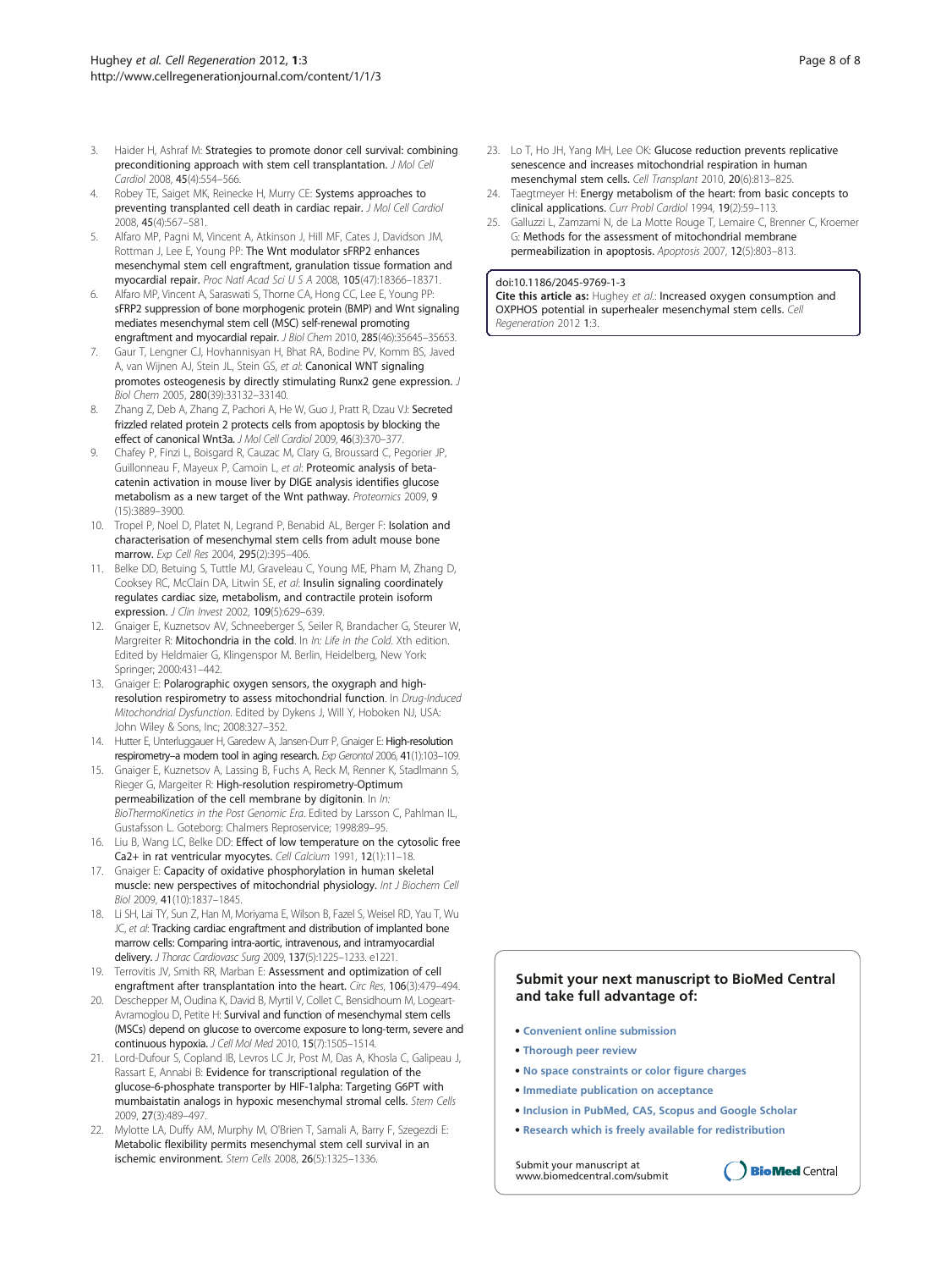3. Haider H, Ashraf M: **Strategies to promote donor cell survival: combining preconditioning approach with stem cell transplantation.** *J Mol Cell Cardiol* 2008, **45**(4):554–566.
4. Robey TE, Saiget MK, Reinecke H, Murry CE: **Systems approaches to preventing transplanted cell death in cardiac repair.** *J Mol Cell Cardiol* 2008, **45**(4):567–581.
5. Alfaro MP, Pagni M, Vincent A, Atkinson J, Hill MF, Cates J, Davidson JM, Rottman J, Lee E, Young PP: **The Wnt modulator sFRP2 enhances mesenchymal stem cell engraftment, granulation tissue formation and myocardial repair.** *Proc Natl Acad Sci U S A* 2008, **105**(47):18366–18371.
6. Alfaro MP, Vincent A, Saraswati S, Thorne CA, Hong CC, Lee E, Young PP: **sFRP2 suppression of bone morphogenic protein (BMP) and Wnt signaling mediates mesenchymal stem cell (MSC) self-renewal promoting engraftment and myocardial repair.** *J Biol Chem* 2010, **285**(46):35645–35653.
7. Gaur T, Lengner CJ, Hovhannisyan H, Bhat RA, Bodine PV, Komm BS, Javed A, van Wijnen AJ, Stein JL, Stein GS, *et al*: **Canonical WNT signaling promotes osteogenesis by directly stimulating Runx2 gene expression.** *J Biol Chem* 2005, **280**(39):33132–33140.
8. Zhang Z, Deb A, Zhang Z, Pachori A, He W, Guo J, Pratt R, Dzau VJ: **Secreted frizzled related protein 2 protects cells from apoptosis by blocking the effect of canonical Wnt3a.** *J Mol Cell Cardiol* 2009, **46**(3):370–377.
9. Chafey P, Finzi L, Boisgard R, Cauzac M, Clary G, Broussard C, Pegorier JP, Guillonneau F, Mayeux P, Camoin L, *et al*: **Proteomic analysis of beta-catenin activation in mouse liver by DIGE analysis identifies glucose metabolism as a new target of the Wnt pathway.** *Proteomics* 2009, **9** (15):3889–3900.
10. Tropel P, Noel D, Platet N, Legrand P, Benabid AL, Berger F: **Isolation and characterisation of mesenchymal stem cells from adult mouse bone marrow.** *Exp Cell Res* 2004, **295**(2):395–406.
11. Belke DD, Betuing S, Tuttle MJ, Graveleau C, Young ME, Pham M, Zhang D, Cooksey RC, McClain DA, Litwin SE, *et al*: **Insulin signaling coordinately regulates cardiac size, metabolism, and contractile protein isoform expression.** *J Clin Invest* 2002, **109**(5):629–639.
12. Gnaiger E, Kuznetsov AV, Schneeberger S, Seiler R, Brandacher G, Steurer W, Margreiter R: **Mitochondria in the cold.** In *In: Life in the Cold*. Xth edition. Edited by Heldmaier G, Klingenspor M. Berlin, Heidelberg, New York: Springer; 2000:431–442.
13. Gnaiger E: **Polarographic oxygen sensors, the oxygraph and high-resolution respirometry to assess mitochondrial function.** In *Drug-Induced Mitochondrial Dysfunction*. Edited by Dykens J, Will Y, Hoboken NJ, USA: John Wiley & Sons, Inc; 2008:327–352.
14. Hutter E, Unterluggauer H, Garedew A, Jansen-Durr P, Gnaiger E: **High-resolution respirometry–a modern tool in aging research.** *Exp Gerontol* 2006, **41**(1):103–109.
15. Gnaiger E, Kuznetsov A, Lassing B, Fuchs A, Reck M, Renner K, Stadlmann S, Rieger G, Margreiter R: **High-resolution respirometry-Optimum permeabilization of the cell membrane by digitonin.** In *In: BioThermoKinetics in the Post Genomic Era*. Edited by Larsson C, Pahlman IL, Gustafsson L. Goteborg: Chalmers Reproservice; 1998:89–95.
16. Liu B, Wang LC, Belke DD: **Effect of low temperature on the cytosolic free Ca2+ in rat ventricular myocytes.** *Cell Calcium* 1991, **12**(1):11–18.
17. Gnaiger E: **Capacity of oxidative phosphorylation in human skeletal muscle: new perspectives of mitochondrial physiology.** *Int J Biochem Cell Biol* 2009, **41**(10):1837–1845.
18. Li SH, Lai TY, Sun Z, Han M, Moriyama E, Wilson B, Fazel S, Weisel RD, Yau T, Wu JC, *et al*: **Tracking cardiac engraftment and distribution of implanted bone marrow cells: Comparing intra-aortic, intravenous, and intramyocardial delivery.** *J Thorac Cardiovasc Surg* 2009, **137**(5):1225–1233. e1221.
19. Terrovitis JV, Smith RR, Marban E: **Assessment and optimization of cell engraftment after transplantation into the heart.** *Circ Res*, **106**(3):479–494.
20. Deschepper M, Oudina K, David B, Myrtil V, Collet C, Bensidhoum M, Logeart-Avramoglou D, Petite H: **Survival and function of mesenchymal stem cells (MSCs) depend on glucose to overcome exposure to long-term, severe and continuous hypoxia.** *J Cell Mol Med* 2010, **15**(7):1505–1514.
21. Lord-Dufour S, Copland IB, Levros LC Jr, Post M, Das A, Khosla C, Galipeau J, Rassart E, Annabi B: **Evidence for transcriptional regulation of the glucose-6-phosphate transporter by HIF-1alpha: Targeting G6PT with mumbaistatin analogs in hypoxic mesenchymal stromal cells.** *Stem Cells* 2009, **27**(3):489–497.
22. Mylotte LA, Duffy AM, Murphy M, O'Brien T, Samali A, Barry F, Szegezdi E: **Metabolic flexibility permits mesenchymal stem cell survival in an ischemic environment.** *Stem Cells* 2008, **26**(5):1325–1336.
23. Lo T, Ho JH, Yang MH, Lee OK: **Glucose reduction prevents replicative senescence and increases mitochondrial respiration in human mesenchymal stem cells.** *Cell Transplant* 2010, **20**(6):813–825.
24. Taegtmeyer H: **Energy metabolism of the heart: from basic concepts to clinical applications.** *Curr Probl Cardiol* 1994, **19**(2):59–113.
25. Galluzzi L, Zamzami N, de La Motte Rouge T, Lemaire C, Brenner C, Kroemer G: **Methods for the assessment of mitochondrial membrane permeabilization in apoptosis.** *Apoptosis* 2007, **12**(5):803–813.

doi:10.1186/2045-9769-1-3

**Cite this article as:** Hughey *et al.*: Increased oxygen consumption and OXPHOS potential in superhealer mesenchymal stem cells. *Cell Regeneration* 2012 **1**:3.

**Submit your next manuscript to BioMed Central and take full advantage of:**

- **Convenient online submission**
- **Thorough peer review**
- **No space constraints or color figure charges**
- **Immediate publication on acceptance**
- **Inclusion in PubMed, CAS, Scopus and Google Scholar**
- **Research which is freely available for redistribution**

Submit your manuscript at
www.biomedcentral.com/submit

BioMed Central